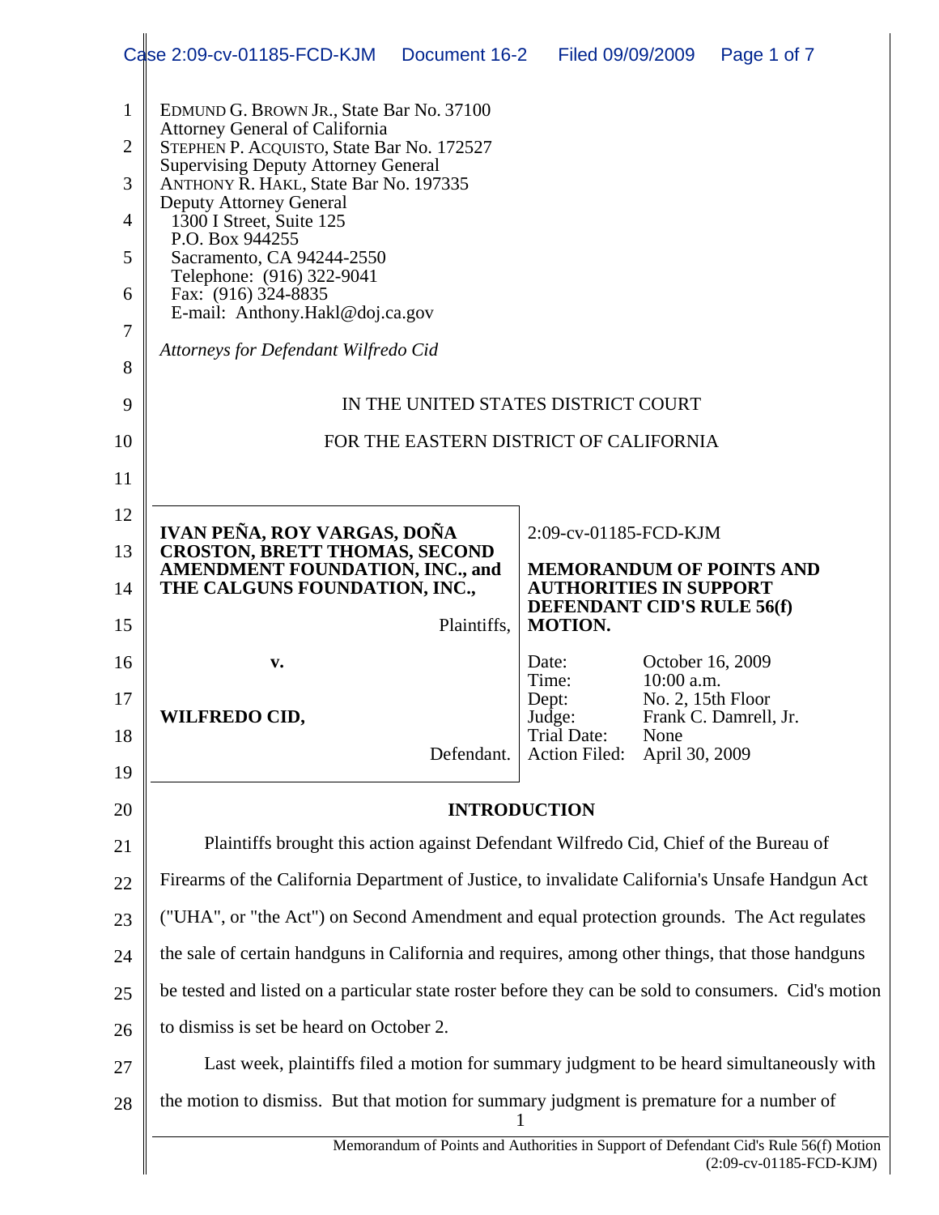EDMUND G. BROWN JR., State Bar No. 37100
Attorney General of California
STEPHEN P. ACQUISTO, State Bar No. 172527
Supervising Deputy Attorney General
ANTHONY R. HAKL, State Bar No. 197335
Deputy Attorney General
1300 I Street, Suite 125
P.O. Box 944255
Sacramento, CA 94244-2550
Telephone: (916) 322-9041
Fax: (916) 324-8835
E-mail: Anthony.Hakl@doj.ca.gov

*Attorneys for Defendant Wilfredo Cid*

IN THE UNITED STATES DISTRICT COURT

FOR THE EASTERN DISTRICT OF CALIFORNIA

| | |
|---|---|
| **IVAN PEÑA, ROY VARGAS, DOÑA CROSTON, BRETT THOMAS, SECOND AMENDMENT FOUNDATION, INC., and THE CALGUNS FOUNDATION, INC.,** Plaintiffs, **v. WILFREDO CID,** Defendant. | 2:09-cv-01185-FCD-KJM **MEMORANDUM OF POINTS AND AUTHORITIES IN SUPPORT DEFENDANT CID'S RULE 56(f) MOTION.** Date: October 16, 2009; Time: 10:00 a.m.; Dept: No. 2, 15th Floor; Judge: Frank C. Damrell, Jr.; Trial Date: None; Action Filed: April 30, 2009 |

## INTRODUCTION

Plaintiffs brought this action against Defendant Wilfredo Cid, Chief of the Bureau of Firearms of the California Department of Justice, to invalidate California's Unsafe Handgun Act ("UHA", or "the Act") on Second Amendment and equal protection grounds. The Act regulates the sale of certain handguns in California and requires, among other things, that those handguns be tested and listed on a particular state roster before they can be sold to consumers. Cid's motion to dismiss is set be heard on October 2.

Last week, plaintiffs filed a motion for summary judgment to be heard simultaneously with the motion to dismiss. But that motion for summary judgment is premature for a number of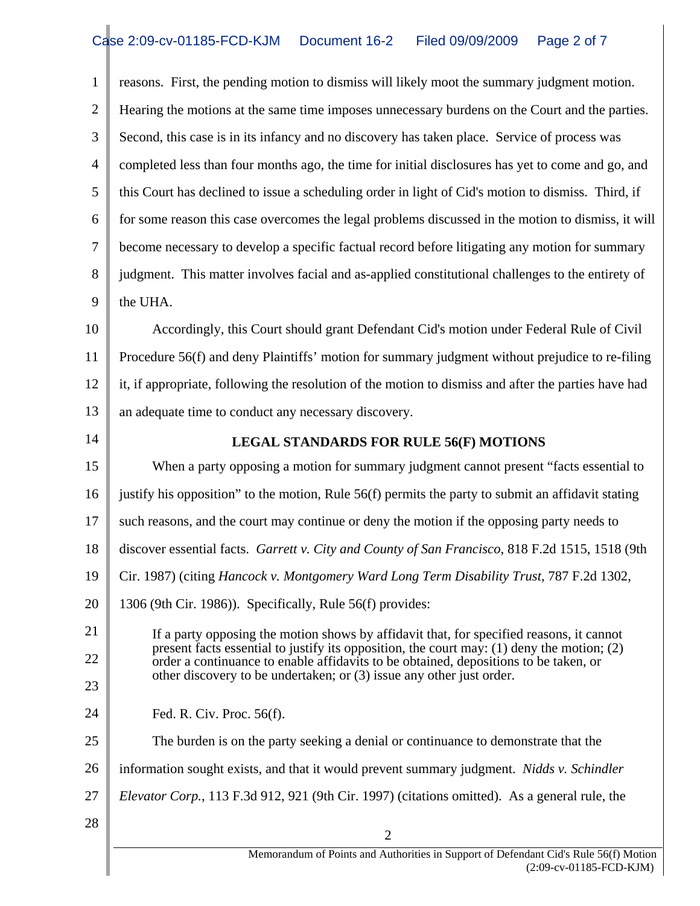reasons. First, the pending motion to dismiss will likely moot the summary judgment motion. Hearing the motions at the same time imposes unnecessary burdens on the Court and the parties. Second, this case is in its infancy and no discovery has taken place. Service of process was completed less than four months ago, the time for initial disclosures has yet to come and go, and this Court has declined to issue a scheduling order in light of Cid's motion to dismiss. Third, if for some reason this case overcomes the legal problems discussed in the motion to dismiss, it will become necessary to develop a specific factual record before litigating any motion for summary judgment. This matter involves facial and as-applied constitutional challenges to the entirety of the UHA.

Accordingly, this Court should grant Defendant Cid's motion under Federal Rule of Civil Procedure 56(f) and deny Plaintiffs' motion for summary judgment without prejudice to re-filing it, if appropriate, following the resolution of the motion to dismiss and after the parties have had an adequate time to conduct any necessary discovery.

## LEGAL STANDARDS FOR RULE 56(F) MOTIONS

When a party opposing a motion for summary judgment cannot present "facts essential to justify his opposition" to the motion, Rule 56(f) permits the party to submit an affidavit stating such reasons, and the court may continue or deny the motion if the opposing party needs to discover essential facts. *Garrett v. City and County of San Francisco*, 818 F.2d 1515, 1518 (9th Cir. 1987) (citing *Hancock v. Montgomery Ward Long Term Disability Trust*, 787 F.2d 1302, 1306 (9th Cir. 1986)). Specifically, Rule 56(f) provides:

> If a party opposing the motion shows by affidavit that, for specified reasons, it cannot present facts essential to justify its opposition, the court may: (1) deny the motion; (2) order a continuance to enable affidavits to be obtained, depositions to be taken, or other discovery to be undertaken; or (3) issue any other just order.

Fed. R. Civ. Proc. 56(f).

The burden is on the party seeking a denial or continuance to demonstrate that the information sought exists, and that it would prevent summary judgment. *Nidds v. Schindler Elevator Corp.*, 113 F.3d 912, 921 (9th Cir. 1997) (citations omitted). As a general rule, the

Memorandum of Points and Authorities in Support of Defendant Cid's Rule 56(f) Motion (2:09-cv-01185-FCD-KJM)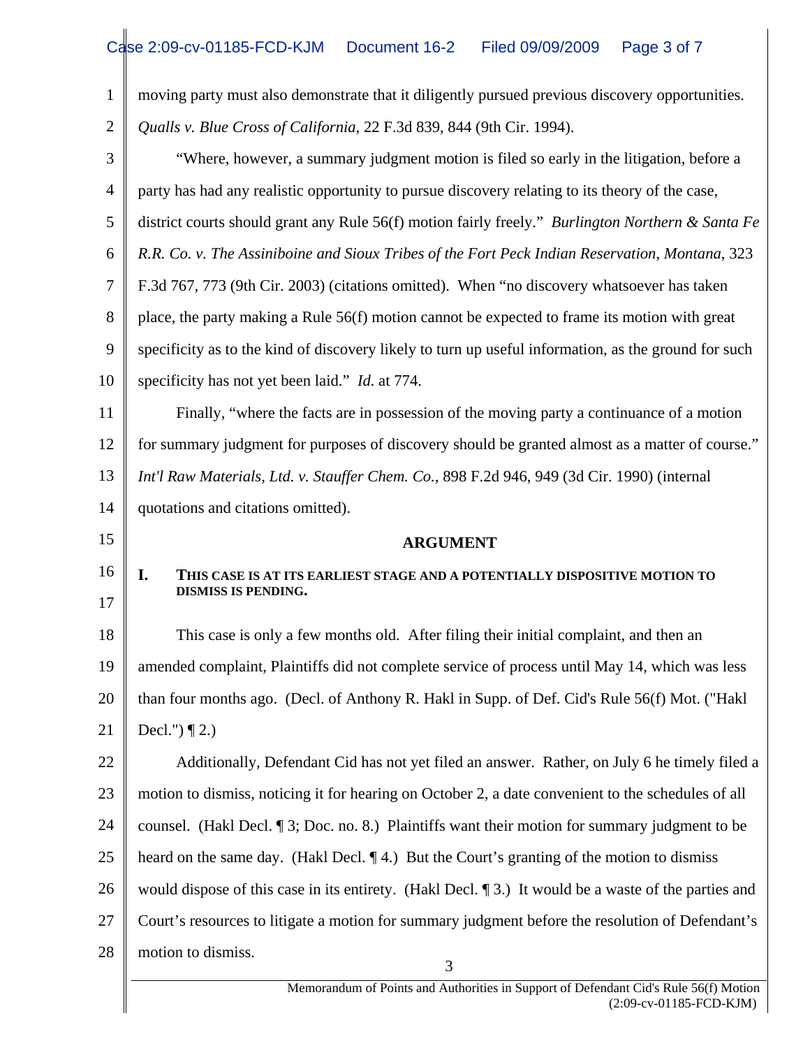moving party must also demonstrate that it diligently pursued previous discovery opportunities. *Qualls v. Blue Cross of California*, 22 F.3d 839, 844 (9th Cir. 1994).

"Where, however, a summary judgment motion is filed so early in the litigation, before a party has had any realistic opportunity to pursue discovery relating to its theory of the case, district courts should grant any Rule 56(f) motion fairly freely." *Burlington Northern & Santa Fe R.R. Co. v. The Assiniboine and Sioux Tribes of the Fort Peck Indian Reservation, Montana*, 323 F.3d 767, 773 (9th Cir. 2003) (citations omitted). When "no discovery whatsoever has taken place, the party making a Rule 56(f) motion cannot be expected to frame its motion with great specificity as to the kind of discovery likely to turn up useful information, as the ground for such specificity has not yet been laid." *Id.* at 774.

Finally, "where the facts are in possession of the moving party a continuance of a motion for summary judgment for purposes of discovery should be granted almost as a matter of course." *Int'l Raw Materials, Ltd. v. Stauffer Chem. Co.*, 898 F.2d 946, 949 (3d Cir. 1990) (internal quotations and citations omitted).

## ARGUMENT

### I. THIS CASE IS AT ITS EARLIEST STAGE AND A POTENTIALLY DISPOSITIVE MOTION TO DISMISS IS PENDING.

This case is only a few months old. After filing their initial complaint, and then an amended complaint, Plaintiffs did not complete service of process until May 14, which was less than four months ago. (Decl. of Anthony R. Hakl in Supp. of Def. Cid's Rule 56(f) Mot. ("Hakl Decl.") ¶ 2.)

Additionally, Defendant Cid has not yet filed an answer. Rather, on July 6 he timely filed a motion to dismiss, noticing it for hearing on October 2, a date convenient to the schedules of all counsel. (Hakl Decl. ¶ 3; Doc. no. 8.) Plaintiffs want their motion for summary judgment to be heard on the same day. (Hakl Decl. ¶ 4.) But the Court's granting of the motion to dismiss would dispose of this case in its entirety. (Hakl Decl. ¶ 3.) It would be a waste of the parties and Court's resources to litigate a motion for summary judgment before the resolution of Defendant's motion to dismiss.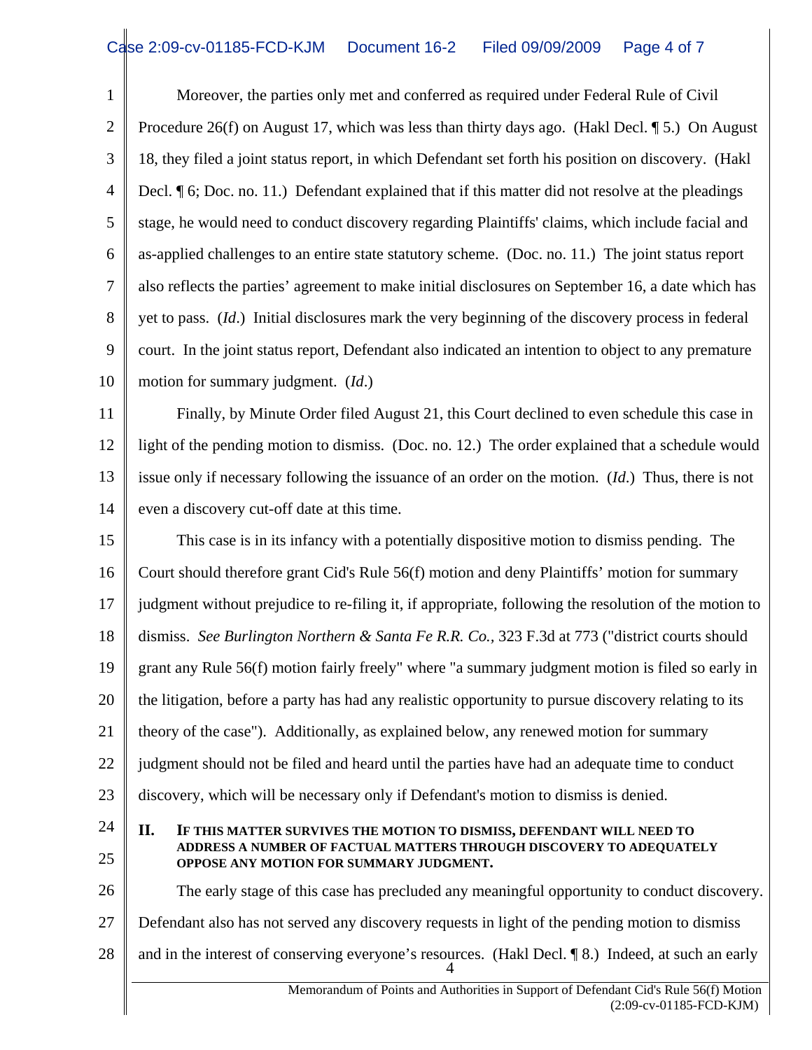Moreover, the parties only met and conferred as required under Federal Rule of Civil Procedure 26(f) on August 17, which was less than thirty days ago. (Hakl Decl. ¶ 5.) On August 18, they filed a joint status report, in which Defendant set forth his position on discovery. (Hakl Decl. ¶ 6; Doc. no. 11.) Defendant explained that if this matter did not resolve at the pleadings stage, he would need to conduct discovery regarding Plaintiffs' claims, which include facial and as-applied challenges to an entire state statutory scheme. (Doc. no. 11.) The joint status report also reflects the parties' agreement to make initial disclosures on September 16, a date which has yet to pass. (*Id*.) Initial disclosures mark the very beginning of the discovery process in federal court. In the joint status report, Defendant also indicated an intention to object to any premature motion for summary judgment. (*Id*.)

Finally, by Minute Order filed August 21, this Court declined to even schedule this case in light of the pending motion to dismiss. (Doc. no. 12.) The order explained that a schedule would issue only if necessary following the issuance of an order on the motion. (*Id*.) Thus, there is not even a discovery cut-off date at this time.

This case is in its infancy with a potentially dispositive motion to dismiss pending. The Court should therefore grant Cid's Rule 56(f) motion and deny Plaintiffs' motion for summary judgment without prejudice to re-filing it, if appropriate, following the resolution of the motion to dismiss. *See Burlington Northern & Santa Fe R.R. Co.,* 323 F.3d at 773 ("district courts should grant any Rule 56(f) motion fairly freely" where "a summary judgment motion is filed so early in the litigation, before a party has had any realistic opportunity to pursue discovery relating to its theory of the case"). Additionally, as explained below, any renewed motion for summary judgment should not be filed and heard until the parties have had an adequate time to conduct discovery, which will be necessary only if Defendant's motion to dismiss is denied.

## II. If This Matter Survives the Motion to Dismiss, Defendant Will Need to Address a Number of Factual Matters Through Discovery to Adequately Oppose Any Motion for Summary Judgment.

The early stage of this case has precluded any meaningful opportunity to conduct discovery. Defendant also has not served any discovery requests in light of the pending motion to dismiss and in the interest of conserving everyone's resources. (Hakl Decl. ¶ 8.) Indeed, at such an early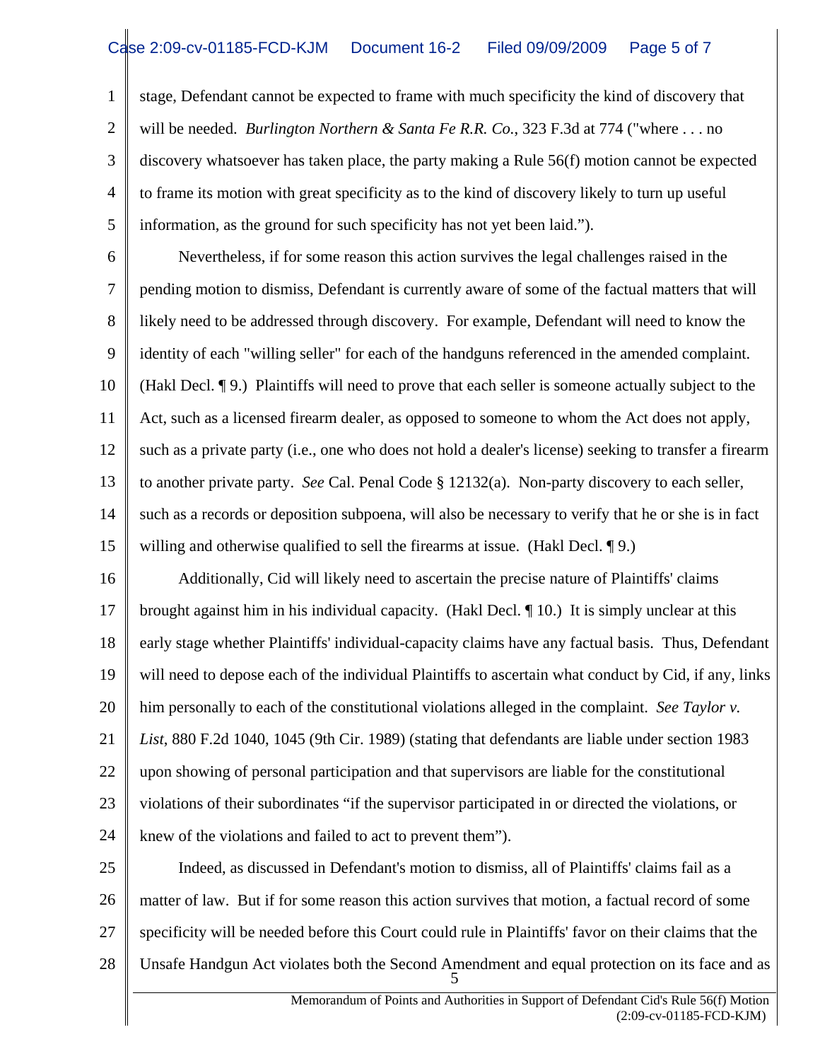stage, Defendant cannot be expected to frame with much specificity the kind of discovery that will be needed. *Burlington Northern & Santa Fe R.R. Co.*, 323 F.3d at 774 ("where . . . no discovery whatsoever has taken place, the party making a Rule 56(f) motion cannot be expected to frame its motion with great specificity as to the kind of discovery likely to turn up useful information, as the ground for such specificity has not yet been laid.").

Nevertheless, if for some reason this action survives the legal challenges raised in the pending motion to dismiss, Defendant is currently aware of some of the factual matters that will likely need to be addressed through discovery. For example, Defendant will need to know the identity of each "willing seller" for each of the handguns referenced in the amended complaint. (Hakl Decl. ¶ 9.) Plaintiffs will need to prove that each seller is someone actually subject to the Act, such as a licensed firearm dealer, as opposed to someone to whom the Act does not apply, such as a private party (i.e., one who does not hold a dealer's license) seeking to transfer a firearm to another private party. *See* Cal. Penal Code § 12132(a). Non-party discovery to each seller, such as a records or deposition subpoena, will also be necessary to verify that he or she is in fact willing and otherwise qualified to sell the firearms at issue. (Hakl Decl. ¶ 9.)

Additionally, Cid will likely need to ascertain the precise nature of Plaintiffs' claims brought against him in his individual capacity. (Hakl Decl. ¶ 10.) It is simply unclear at this early stage whether Plaintiffs' individual-capacity claims have any factual basis. Thus, Defendant will need to depose each of the individual Plaintiffs to ascertain what conduct by Cid, if any, links him personally to each of the constitutional violations alleged in the complaint. *See Taylor v. List*, 880 F.2d 1040, 1045 (9th Cir. 1989) (stating that defendants are liable under section 1983 upon showing of personal participation and that supervisors are liable for the constitutional violations of their subordinates "if the supervisor participated in or directed the violations, or knew of the violations and failed to act to prevent them").

Indeed, as discussed in Defendant's motion to dismiss, all of Plaintiffs' claims fail as a matter of law. But if for some reason this action survives that motion, a factual record of some specificity will be needed before this Court could rule in Plaintiffs' favor on their claims that the Unsafe Handgun Act violates both the Second Amendment and equal protection on its face and as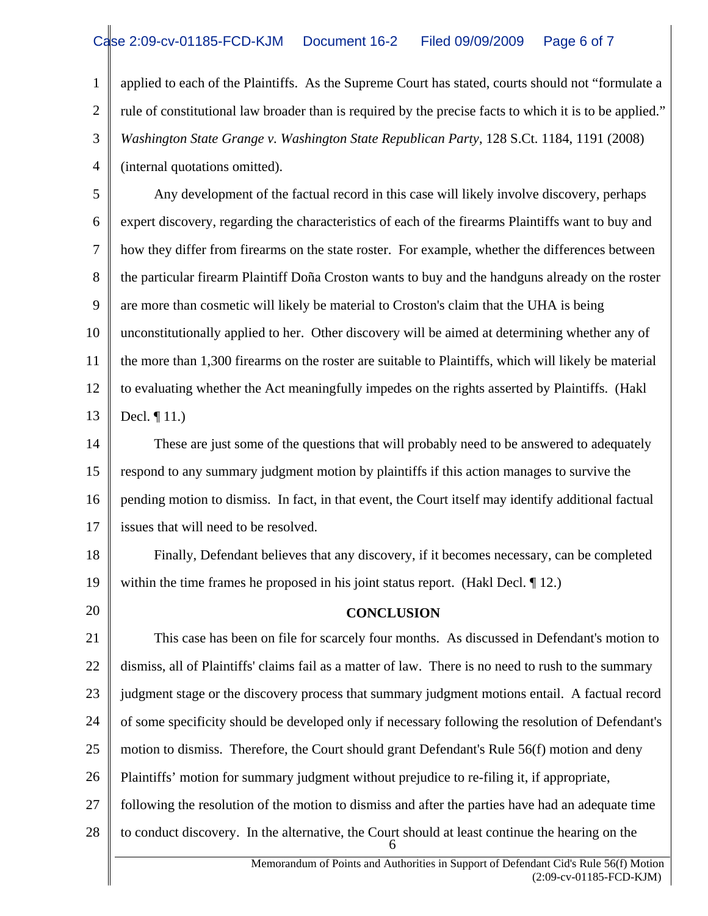applied to each of the Plaintiffs. As the Supreme Court has stated, courts should not "formulate a rule of constitutional law broader than is required by the precise facts to which it is to be applied." *Washington State Grange v. Washington State Republican Party*, 128 S.Ct. 1184, 1191 (2008) (internal quotations omitted).

Any development of the factual record in this case will likely involve discovery, perhaps expert discovery, regarding the characteristics of each of the firearms Plaintiffs want to buy and how they differ from firearms on the state roster. For example, whether the differences between the particular firearm Plaintiff Doña Croston wants to buy and the handguns already on the roster are more than cosmetic will likely be material to Croston's claim that the UHA is being unconstitutionally applied to her. Other discovery will be aimed at determining whether any of the more than 1,300 firearms on the roster are suitable to Plaintiffs, which will likely be material to evaluating whether the Act meaningfully impedes on the rights asserted by Plaintiffs. (Hakl Decl. ¶ 11.)

These are just some of the questions that will probably need to be answered to adequately respond to any summary judgment motion by plaintiffs if this action manages to survive the pending motion to dismiss. In fact, in that event, the Court itself may identify additional factual issues that will need to be resolved.

Finally, Defendant believes that any discovery, if it becomes necessary, can be completed within the time frames he proposed in his joint status report. (Hakl Decl. ¶ 12.)

## CONCLUSION

This case has been on file for scarcely four months. As discussed in Defendant's motion to dismiss, all of Plaintiffs' claims fail as a matter of law. There is no need to rush to the summary judgment stage or the discovery process that summary judgment motions entail. A factual record of some specificity should be developed only if necessary following the resolution of Defendant's motion to dismiss. Therefore, the Court should grant Defendant's Rule 56(f) motion and deny Plaintiffs' motion for summary judgment without prejudice to re-filing it, if appropriate, following the resolution of the motion to dismiss and after the parties have had an adequate time to conduct discovery. In the alternative, the Court should at least continue the hearing on the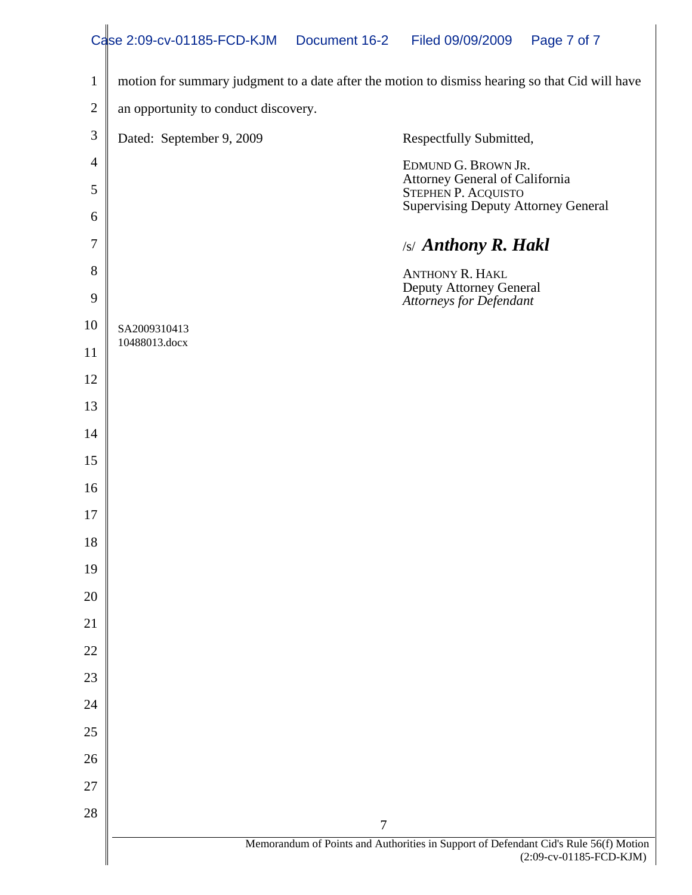motion for summary judgment to a date after the motion to dismiss hearing so that Cid will have an opportunity to conduct discovery.

Dated: September 9, 2009

Respectfully Submitted,

EDMUND G. BROWN JR.
Attorney General of California
STEPHEN P. ACQUISTO
Supervising Deputy Attorney General

/s/ ***Anthony R. Hakl***

ANTHONY R. HAKL
Deputy Attorney General
*Attorneys for Defendant*

SA2009310413
10488013.docx